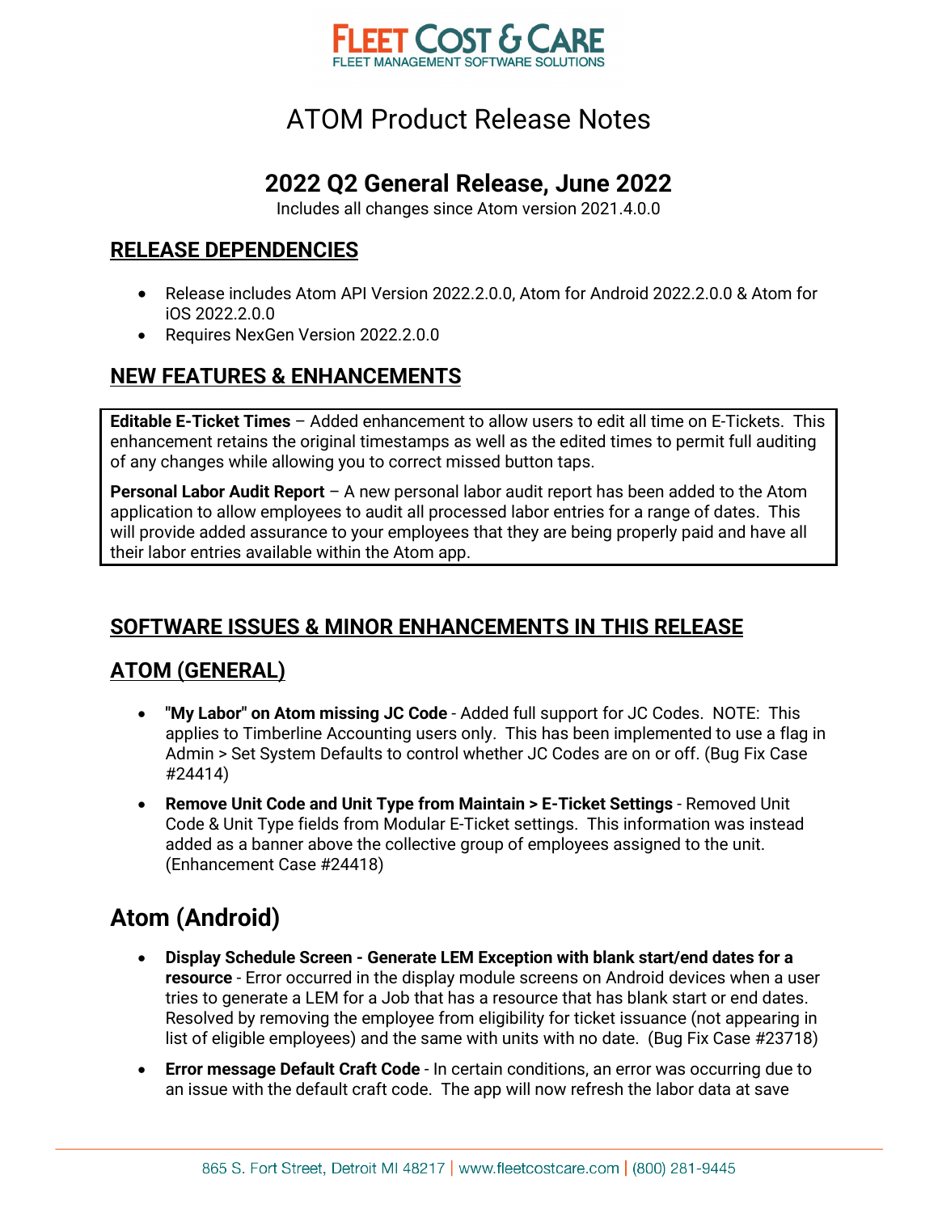# ATOM Product Release Notes

## 2022 Q2 General Release, June 2022

Includes all changes since Atom version 2021.4.0.0

## RELEASE DEPENDENCIES

- Release includes Atom API Version 2022.2.0.0, Atom for Android 2022.2.0.0 & Atom for iOS 2022.2.0.0
- Requires NexGen Version 2022.2.0.0

## NEW FEATURES & ENHANCEMENTS

**Editable E-Ticket Times** – Added enhancement to allow users to edit all time on E-Tickets. This enhancement retains the original timestamps as well as the edited times to permit full auditing of any changes while allowing you to correct missed button taps.

**Personal Labor Audit Report** – A new personal labor audit report has been added to the Atom application to allow employees to audit all processed labor entries for a range of dates. This will provide added assurance to your employees that they are being properly paid and have all their labor entries available within the Atom app.

## SOFTWARE ISSUES & MINOR ENHANCEMENTS IN THIS RELEASE

## ATOM (GENERAL)

- **"My Labor" on Atom missing JC Code** - Added full support for JC Codes. NOTE: This applies to Timberline Accounting users only. This has been implemented to use a flag in Admin > Set System Defaults to control whether JC Codes are on or off. (Bug Fix Case #24414)
- **Remove Unit Code and Unit Type from Maintain > E-Ticket Settings** - Removed Unit Code & Unit Type fields from Modular E-Ticket settings. This information was instead added as a banner above the collective group of employees assigned to the unit. (Enhancement Case #24418)

# Atom (Android)

- **Display Schedule Screen - Generate LEM Exception with blank start/end dates for a resource** - Error occurred in the display module screens on Android devices when a user tries to generate a LEM for a Job that has a resource that has blank start or end dates. Resolved by removing the employee from eligibility for ticket issuance (not appearing in list of eligible employees) and the same with units with no date. (Bug Fix Case #23718)
- **Error message Default Craft Code** - In certain conditions, an error was occurring due to an issue with the default craft code. The app will now refresh the labor data at save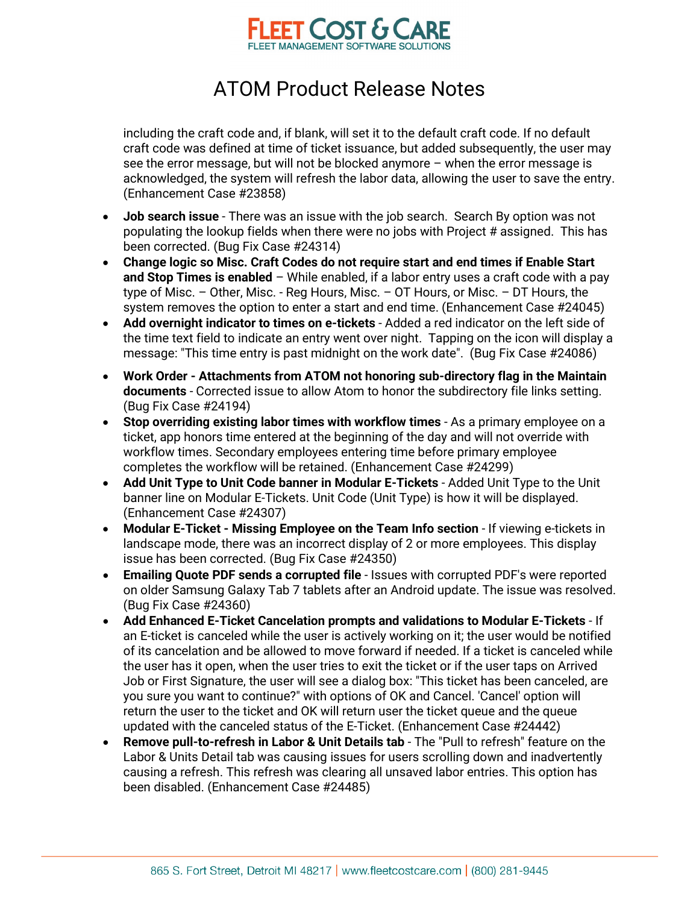including the craft code and, if blank, will set it to the default craft code. If no default craft code was defined at time of ticket issuance, but added subsequently, the user may see the error message, but will not be blocked anymore – when the error message is acknowledged, the system will refresh the labor data, allowing the user to save the entry. (Enhancement Case #23858)

- **Job search issue** - There was an issue with the job search. Search By option was not populating the lookup fields when there were no jobs with Project # assigned. This has been corrected. (Bug Fix Case #24314)
- **Change logic so Misc. Craft Codes do not require start and end times if Enable Start and Stop Times is enabled** – While enabled, if a labor entry uses a craft code with a pay type of Misc. – Other, Misc. - Reg Hours, Misc. – OT Hours, or Misc. – DT Hours, the system removes the option to enter a start and end time. (Enhancement Case #24045)
- **Add overnight indicator to times on e-tickets** - Added a red indicator on the left side of the time text field to indicate an entry went over night. Tapping on the icon will display a message: "This time entry is past midnight on the work date". (Bug Fix Case #24086)
- **Work Order - Attachments from ATOM not honoring sub-directory flag in the Maintain documents** - Corrected issue to allow Atom to honor the subdirectory file links setting. (Bug Fix Case #24194)
- **Stop overriding existing labor times with workflow times** - As a primary employee on a ticket, app honors time entered at the beginning of the day and will not override with workflow times. Secondary employees entering time before primary employee completes the workflow will be retained. (Enhancement Case #24299)
- **Add Unit Type to Unit Code banner in Modular E-Tickets** - Added Unit Type to the Unit banner line on Modular E-Tickets. Unit Code (Unit Type) is how it will be displayed. (Enhancement Case #24307)
- **Modular E-Ticket - Missing Employee on the Team Info section** - If viewing e-tickets in landscape mode, there was an incorrect display of 2 or more employees. This display issue has been corrected. (Bug Fix Case #24350)
- **Emailing Quote PDF sends a corrupted file** - Issues with corrupted PDF's were reported on older Samsung Galaxy Tab 7 tablets after an Android update. The issue was resolved. (Bug Fix Case #24360)
- **Add Enhanced E-Ticket Cancelation prompts and validations to Modular E-Tickets** - If an E-ticket is canceled while the user is actively working on it; the user would be notified of its cancelation and be allowed to move forward if needed. If a ticket is canceled while the user has it open, when the user tries to exit the ticket or if the user taps on Arrived Job or First Signature, the user will see a dialog box: "This ticket has been canceled, are you sure you want to continue?" with options of OK and Cancel. 'Cancel' option will return the user to the ticket and OK will return user the ticket queue and the queue updated with the canceled status of the E-Ticket. (Enhancement Case #24442)
- **Remove pull-to-refresh in Labor & Unit Details tab** - The "Pull to refresh" feature on the Labor & Units Detail tab was causing issues for users scrolling down and inadvertently causing a refresh. This refresh was clearing all unsaved labor entries. This option has been disabled. (Enhancement Case #24485)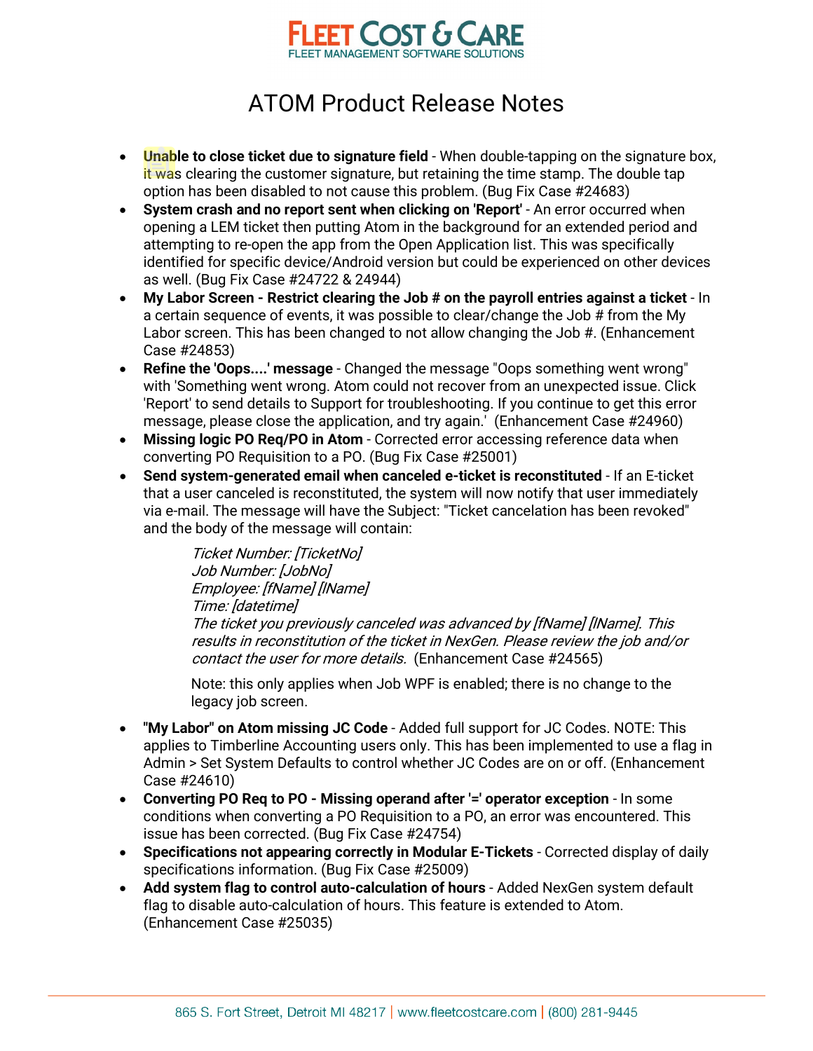# ATOM Product Release Notes

- **Unable to close ticket due to signature field** - When double-tapping on the signature box, it was clearing the customer signature, but retaining the time stamp. The double tap option has been disabled to not cause this problem. (Bug Fix Case #24683)
- **System crash and no report sent when clicking on 'Report'** - An error occurred when opening a LEM ticket then putting Atom in the background for an extended period and attempting to re-open the app from the Open Application list. This was specifically identified for specific device/Android version but could be experienced on other devices as well. (Bug Fix Case #24722 & 24944)
- **My Labor Screen - Restrict clearing the Job # on the payroll entries against a ticket** - In a certain sequence of events, it was possible to clear/change the Job # from the My Labor screen. This has been changed to not allow changing the Job #. (Enhancement Case #24853)
- **Refine the 'Oops....' message** - Changed the message "Oops something went wrong" with 'Something went wrong. Atom could not recover from an unexpected issue. Click 'Report' to send details to Support for troubleshooting. If you continue to get this error message, please close the application, and try again.' (Enhancement Case #24960)
- **Missing logic PO Req/PO in Atom** - Corrected error accessing reference data when converting PO Requisition to a PO. (Bug Fix Case #25001)
- **Send system-generated email when canceled e-ticket is reconstituted** - If an E-ticket that a user canceled is reconstituted, the system will now notify that user immediately via e-mail. The message will have the Subject: "Ticket cancelation has been revoked" and the body of the message will contain:

  *Ticket Number: [TicketNo]*
  *Job Number: [JobNo]*
  *Employee: [fName] [lName]*
  *Time: [datetime]*
  *The ticket you previously canceled was advanced by [fName] [lName]. This results in reconstitution of the ticket in NexGen. Please review the job and/or contact the user for more details.* (Enhancement Case #24565)

  Note: this only applies when Job WPF is enabled; there is no change to the legacy job screen.

- **"My Labor" on Atom missing JC Code** - Added full support for JC Codes. NOTE: This applies to Timberline Accounting users only. This has been implemented to use a flag in Admin > Set System Defaults to control whether JC Codes are on or off. (Enhancement Case #24610)
- **Converting PO Req to PO - Missing operand after '=' operator exception** - In some conditions when converting a PO Requisition to a PO, an error was encountered. This issue has been corrected. (Bug Fix Case #24754)
- **Specifications not appearing correctly in Modular E-Tickets** - Corrected display of daily specifications information. (Bug Fix Case #25009)
- **Add system flag to control auto-calculation of hours** - Added NexGen system default flag to disable auto-calculation of hours. This feature is extended to Atom. (Enhancement Case #25035)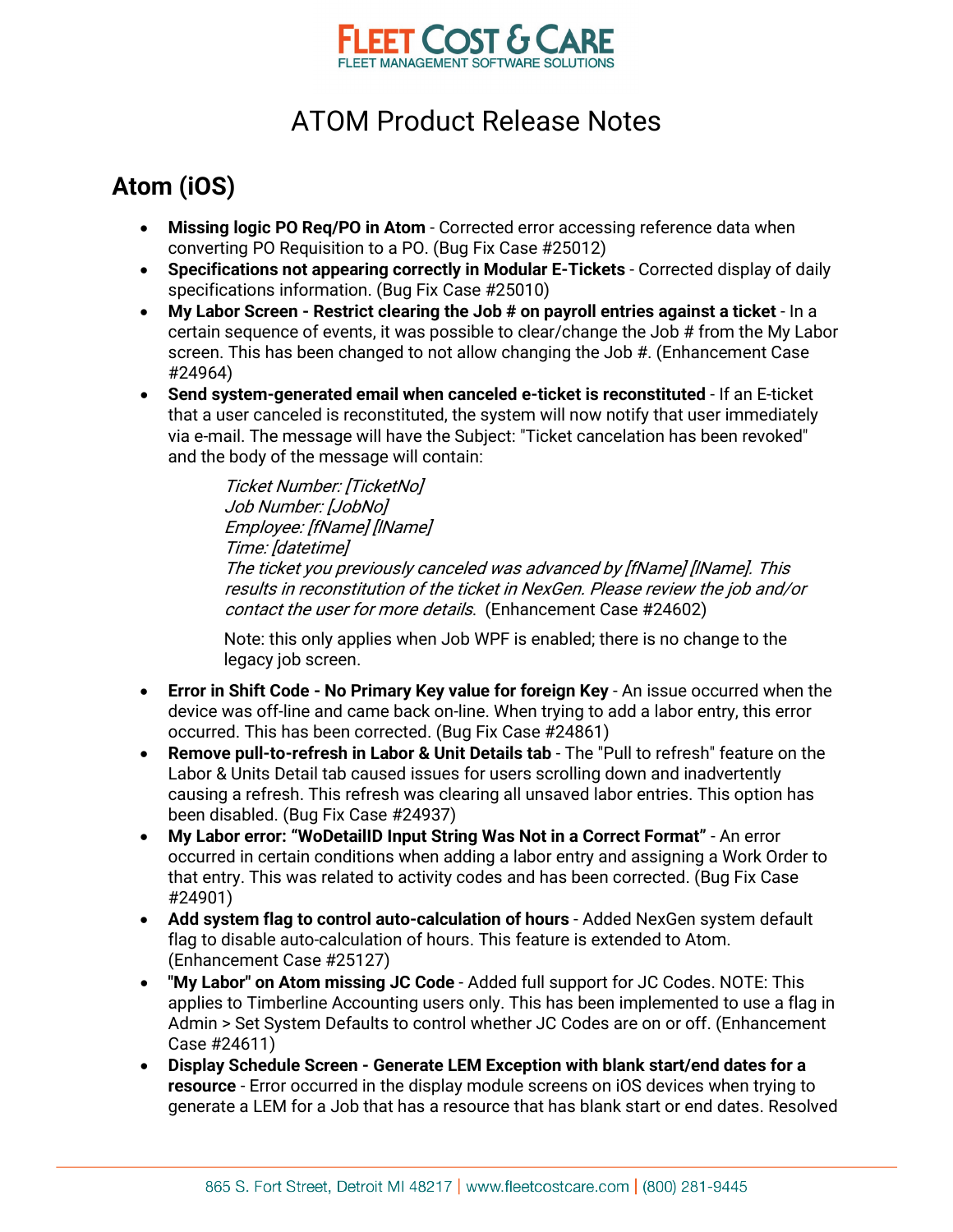# ATOM Product Release Notes

## Atom (iOS)

- **Missing logic PO Req/PO in Atom** - Corrected error accessing reference data when converting PO Requisition to a PO. (Bug Fix Case #25012)
- **Specifications not appearing correctly in Modular E-Tickets** - Corrected display of daily specifications information. (Bug Fix Case #25010)
- **My Labor Screen - Restrict clearing the Job # on payroll entries against a ticket** - In a certain sequence of events, it was possible to clear/change the Job # from the My Labor screen. This has been changed to not allow changing the Job #. (Enhancement Case #24964)
- **Send system-generated email when canceled e-ticket is reconstituted** - If an E-ticket that a user canceled is reconstituted, the system will now notify that user immediately via e-mail. The message will have the Subject: "Ticket cancelation has been revoked" and the body of the message will contain:

  > *Ticket Number: [TicketNo]*
  > *Job Number: [JobNo]*
  > *Employee: [fName] [lName]*
  > *Time: [datetime]*
  > *The ticket you previously canceled was advanced by [fName] [lName]. This results in reconstitution of the ticket in NexGen. Please review the job and/or contact the user for more details*. (Enhancement Case #24602)
  >
  > Note: this only applies when Job WPF is enabled; there is no change to the legacy job screen.

- **Error in Shift Code - No Primary Key value for foreign Key** - An issue occurred when the device was off-line and came back on-line. When trying to add a labor entry, this error occurred. This has been corrected. (Bug Fix Case #24861)
- **Remove pull-to-refresh in Labor & Unit Details tab** - The "Pull to refresh" feature on the Labor & Units Detail tab caused issues for users scrolling down and inadvertently causing a refresh. This refresh was clearing all unsaved labor entries. This option has been disabled. (Bug Fix Case #24937)
- **My Labor error: "WoDetailID Input String Was Not in a Correct Format"** - An error occurred in certain conditions when adding a labor entry and assigning a Work Order to that entry. This was related to activity codes and has been corrected. (Bug Fix Case #24901)
- **Add system flag to control auto-calculation of hours** - Added NexGen system default flag to disable auto-calculation of hours. This feature is extended to Atom. (Enhancement Case #25127)
- **"My Labor" on Atom missing JC Code** - Added full support for JC Codes. NOTE: This applies to Timberline Accounting users only. This has been implemented to use a flag in Admin > Set System Defaults to control whether JC Codes are on or off. (Enhancement Case #24611)
- **Display Schedule Screen - Generate LEM Exception with blank start/end dates for a resource** - Error occurred in the display module screens on iOS devices when trying to generate a LEM for a Job that has a resource that has blank start or end dates. Resolved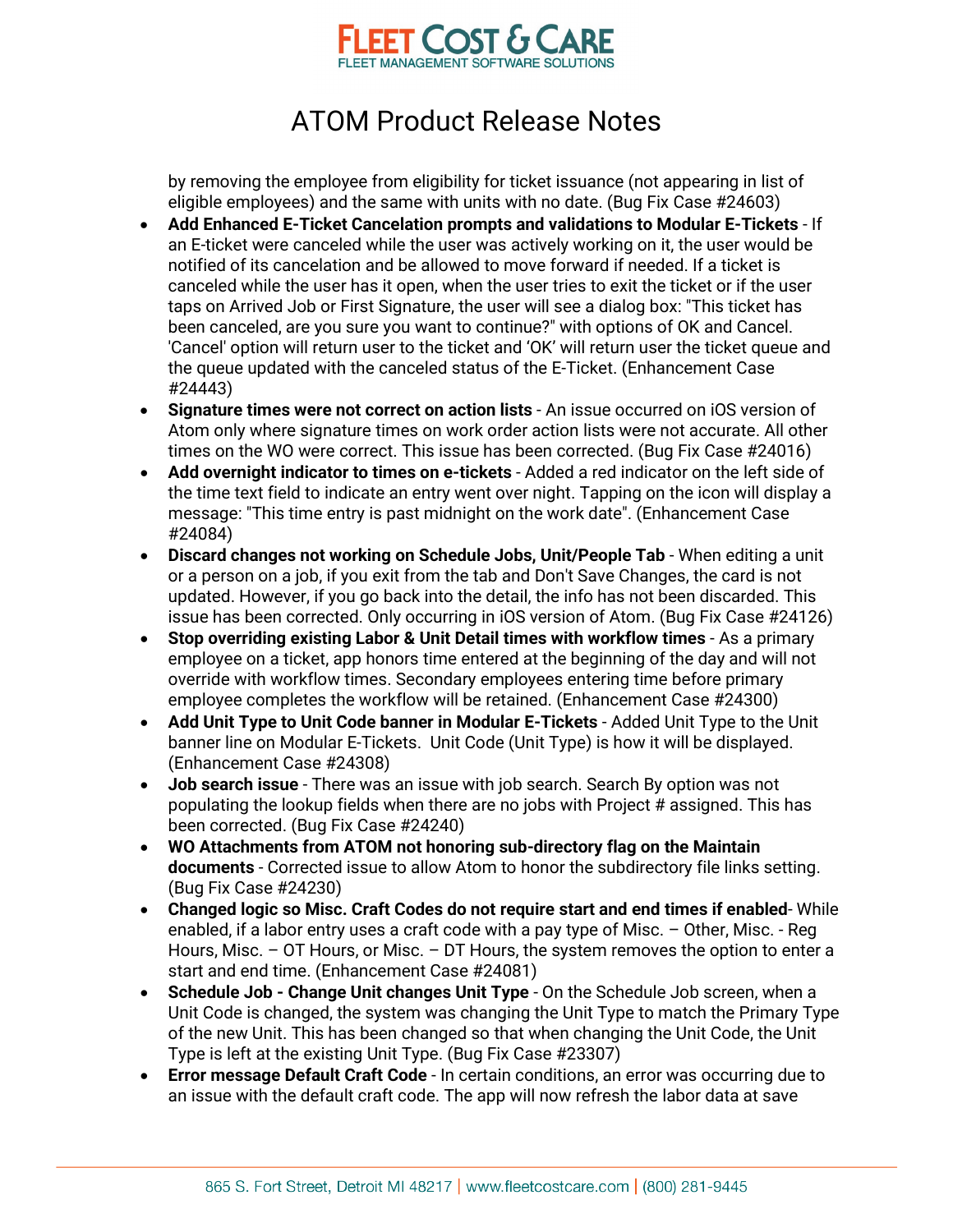by removing the employee from eligibility for ticket issuance (not appearing in list of eligible employees) and the same with units with no date. (Bug Fix Case #24603)

- **Add Enhanced E-Ticket Cancelation prompts and validations to Modular E-Tickets** - If an E-ticket were canceled while the user was actively working on it, the user would be notified of its cancelation and be allowed to move forward if needed. If a ticket is canceled while the user has it open, when the user tries to exit the ticket or if the user taps on Arrived Job or First Signature, the user will see a dialog box: "This ticket has been canceled, are you sure you want to continue?" with options of OK and Cancel. 'Cancel' option will return user to the ticket and 'OK' will return user the ticket queue and the queue updated with the canceled status of the E-Ticket. (Enhancement Case #24443)
- **Signature times were not correct on action lists** - An issue occurred on iOS version of Atom only where signature times on work order action lists were not accurate. All other times on the WO were correct. This issue has been corrected. (Bug Fix Case #24016)
- **Add overnight indicator to times on e-tickets** - Added a red indicator on the left side of the time text field to indicate an entry went over night. Tapping on the icon will display a message: "This time entry is past midnight on the work date". (Enhancement Case #24084)
- **Discard changes not working on Schedule Jobs, Unit/People Tab** - When editing a unit or a person on a job, if you exit from the tab and Don't Save Changes, the card is not updated. However, if you go back into the detail, the info has not been discarded. This issue has been corrected. Only occurring in iOS version of Atom. (Bug Fix Case #24126)
- **Stop overriding existing Labor & Unit Detail times with workflow times** - As a primary employee on a ticket, app honors time entered at the beginning of the day and will not override with workflow times. Secondary employees entering time before primary employee completes the workflow will be retained. (Enhancement Case #24300)
- **Add Unit Type to Unit Code banner in Modular E-Tickets** - Added Unit Type to the Unit banner line on Modular E-Tickets. Unit Code (Unit Type) is how it will be displayed. (Enhancement Case #24308)
- **Job search issue** - There was an issue with job search. Search By option was not populating the lookup fields when there are no jobs with Project # assigned. This has been corrected. (Bug Fix Case #24240)
- **WO Attachments from ATOM not honoring sub-directory flag on the Maintain documents** - Corrected issue to allow Atom to honor the subdirectory file links setting. (Bug Fix Case #24230)
- **Changed logic so Misc. Craft Codes do not require start and end times if enabled**- While enabled, if a labor entry uses a craft code with a pay type of Misc. – Other, Misc. - Reg Hours, Misc. – OT Hours, or Misc. – DT Hours, the system removes the option to enter a start and end time. (Enhancement Case #24081)
- **Schedule Job - Change Unit changes Unit Type** - On the Schedule Job screen, when a Unit Code is changed, the system was changing the Unit Type to match the Primary Type of the new Unit. This has been changed so that when changing the Unit Code, the Unit Type is left at the existing Unit Type. (Bug Fix Case #23307)
- **Error message Default Craft Code** - In certain conditions, an error was occurring due to an issue with the default craft code. The app will now refresh the labor data at save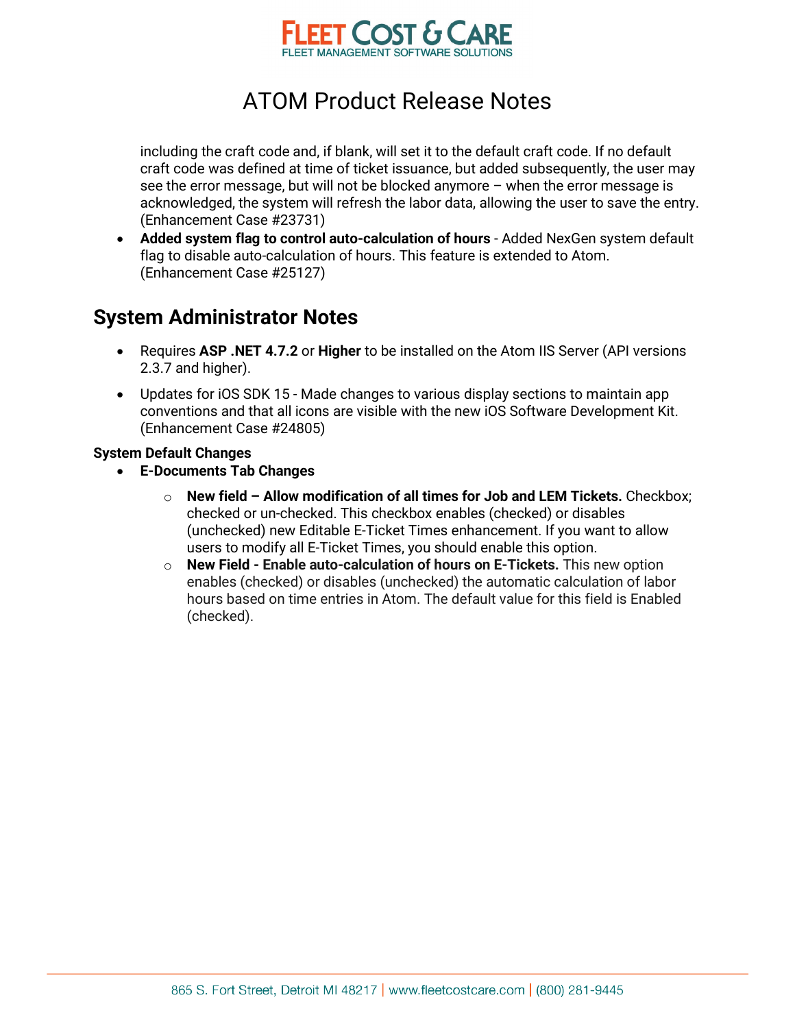including the craft code and, if blank, will set it to the default craft code. If no default craft code was defined at time of ticket issuance, but added subsequently, the user may see the error message, but will not be blocked anymore – when the error message is acknowledged, the system will refresh the labor data, allowing the user to save the entry. (Enhancement Case #23731)

- **Added system flag to control auto-calculation of hours** - Added NexGen system default flag to disable auto-calculation of hours. This feature is extended to Atom. (Enhancement Case #25127)

## System Administrator Notes

- Requires **ASP .NET 4.7.2** or **Higher** to be installed on the Atom IIS Server (API versions 2.3.7 and higher).
- Updates for iOS SDK 15 - Made changes to various display sections to maintain app conventions and that all icons are visible with the new iOS Software Development Kit. (Enhancement Case #24805)

**System Default Changes**

- **E-Documents Tab Changes**
  - **New field – Allow modification of all times for Job and LEM Tickets.** Checkbox; checked or un-checked. This checkbox enables (checked) or disables (unchecked) new Editable E-Ticket Times enhancement. If you want to allow users to modify all E-Ticket Times, you should enable this option.
  - **New Field - Enable auto-calculation of hours on E-Tickets.** This new option enables (checked) or disables (unchecked) the automatic calculation of labor hours based on time entries in Atom. The default value for this field is Enabled (checked).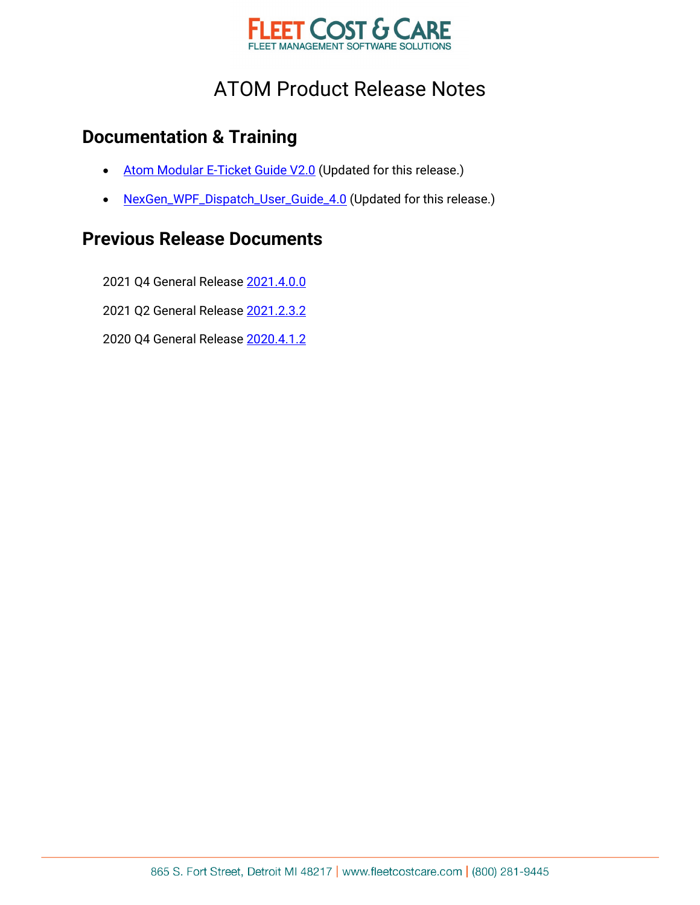# ATOM Product Release Notes

## Documentation & Training

- Atom Modular E-Ticket Guide V2.0 (Updated for this release.)
- NexGen_WPF_Dispatch_User_Guide_4.0 (Updated for this release.)

## Previous Release Documents

2021 Q4 General Release 2021.4.0.0

2021 Q2 General Release 2021.2.3.2

2020 Q4 General Release 2020.4.1.2